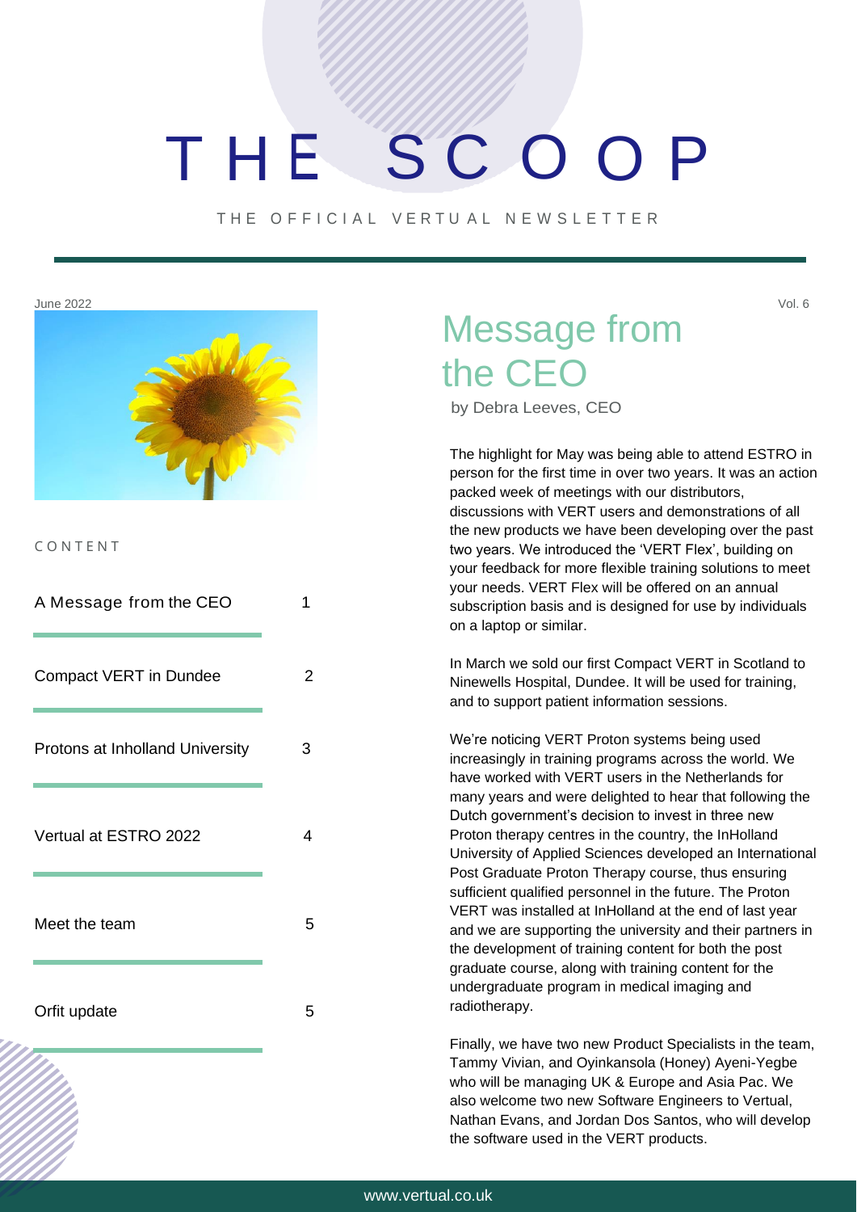# THE SCOOP

THE OFFICIAL VERTUAL NEWSLETTER

June 2022

Vol. 6

CONTENT

| | |
|---|---|
| A Message from the CEO | 1 |
| Compact VERT in Dundee | 2 |
| Protons at Inholland University | 3 |
| Vertual at ESTRO 2022 | 4 |
| Meet the team | 5 |
| Orfit update | 5 |

## Message from the CEO

by Debra Leeves, CEO

The highlight for May was being able to attend ESTRO in person for the first time in over two years. It was an action packed week of meetings with our distributors, discussions with VERT users and demonstrations of all the new products we have been developing over the past two years. We introduced the 'VERT Flex', building on your feedback for more flexible training solutions to meet your needs. VERT Flex will be offered on an annual subscription basis and is designed for use by individuals on a laptop or similar.

In March we sold our first Compact VERT in Scotland to Ninewells Hospital, Dundee. It will be used for training, and to support patient information sessions.

We're noticing VERT Proton systems being used increasingly in training programs across the world. We have worked with VERT users in the Netherlands for many years and were delighted to hear that following the Dutch government's decision to invest in three new Proton therapy centres in the country, the InHolland University of Applied Sciences developed an International Post Graduate Proton Therapy course, thus ensuring sufficient qualified personnel in the future. The Proton VERT was installed at InHolland at the end of last year and we are supporting the university and their partners in the development of training content for both the post graduate course, along with training content for the undergraduate program in medical imaging and radiotherapy.

Finally, we have two new Product Specialists in the team, Tammy Vivian, and Oyinkansola (Honey) Ayeni-Yegbe who will be managing UK & Europe and Asia Pac. We also welcome two new Software Engineers to Vertual, Nathan Evans, and Jordan Dos Santos, who will develop the software used in the VERT products.

www.vertual.co.uk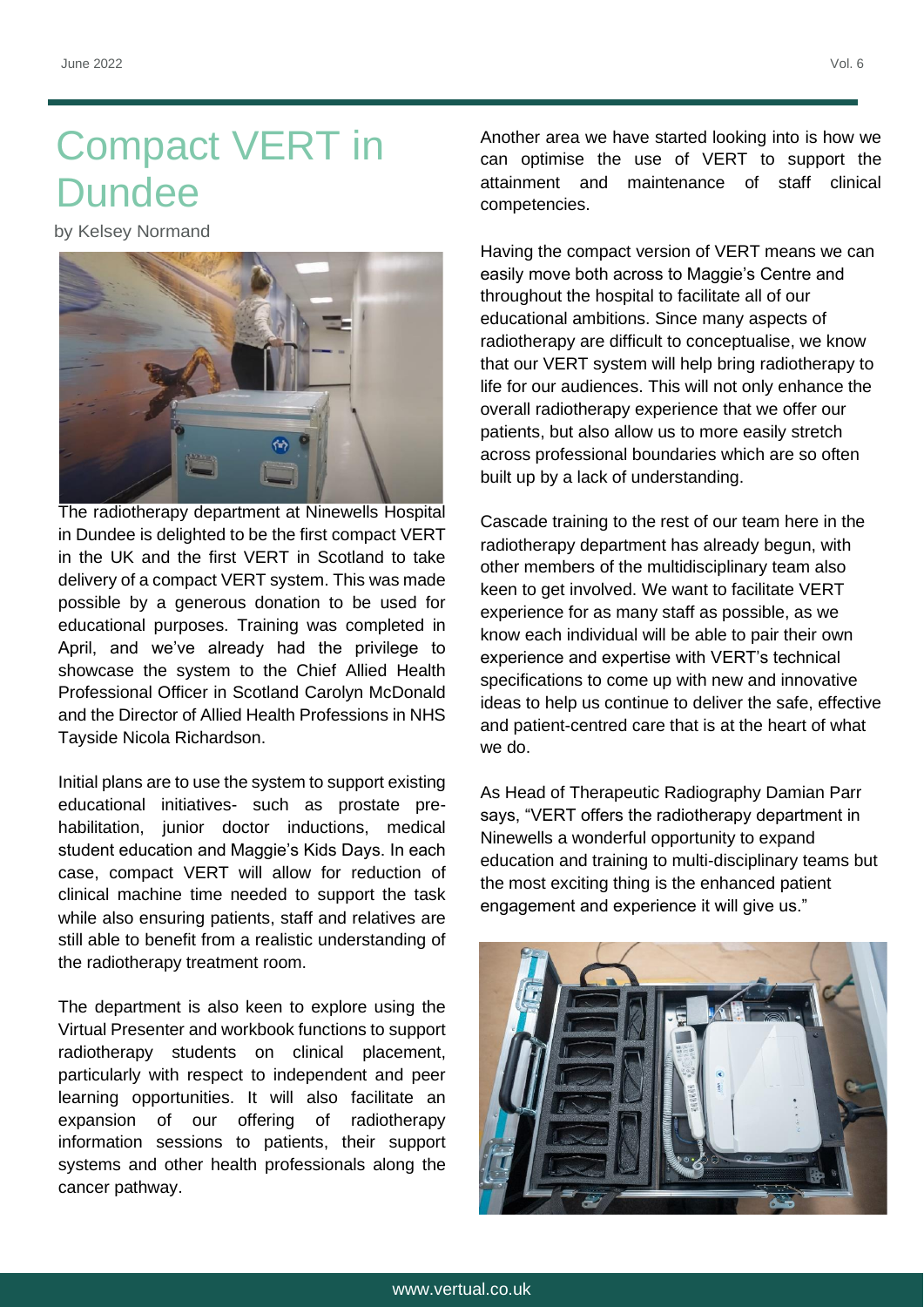# Compact VERT in Dundee

by Kelsey Normand

The radiotherapy department at Ninewells Hospital in Dundee is delighted to be the first compact VERT in the UK and the first VERT in Scotland to take delivery of a compact VERT system. This was made possible by a generous donation to be used for educational purposes. Training was completed in April, and we've already had the privilege to showcase the system to the Chief Allied Health Professional Officer in Scotland Carolyn McDonald and the Director of Allied Health Professions in NHS Tayside Nicola Richardson.

Initial plans are to use the system to support existing educational initiatives- such as prostate pre-habilitation, junior doctor inductions, medical student education and Maggie's Kids Days. In each case, compact VERT will allow for reduction of clinical machine time needed to support the task while also ensuring patients, staff and relatives are still able to benefit from a realistic understanding of the radiotherapy treatment room.

The department is also keen to explore using the Virtual Presenter and workbook functions to support radiotherapy students on clinical placement, particularly with respect to independent and peer learning opportunities. It will also facilitate an expansion of our offering of radiotherapy information sessions to patients, their support systems and other health professionals along the cancer pathway.

Another area we have started looking into is how we can optimise the use of VERT to support the attainment and maintenance of staff clinical competencies.

Having the compact version of VERT means we can easily move both across to Maggie's Centre and throughout the hospital to facilitate all of our educational ambitions. Since many aspects of radiotherapy are difficult to conceptualise, we know that our VERT system will help bring radiotherapy to life for our audiences. This will not only enhance the overall radiotherapy experience that we offer our patients, but also allow us to more easily stretch across professional boundaries which are so often built up by a lack of understanding.

Cascade training to the rest of our team here in the radiotherapy department has already begun, with other members of the multidisciplinary team also keen to get involved. We want to facilitate VERT experience for as many staff as possible, as we know each individual will be able to pair their own experience and expertise with VERT's technical specifications to come up with new and innovative ideas to help us continue to deliver the safe, effective and patient-centred care that is at the heart of what we do.

As Head of Therapeutic Radiography Damian Parr says, "VERT offers the radiotherapy department in Ninewells a wonderful opportunity to expand education and training to multi-disciplinary teams but the most exciting thing is the enhanced patient engagement and experience it will give us."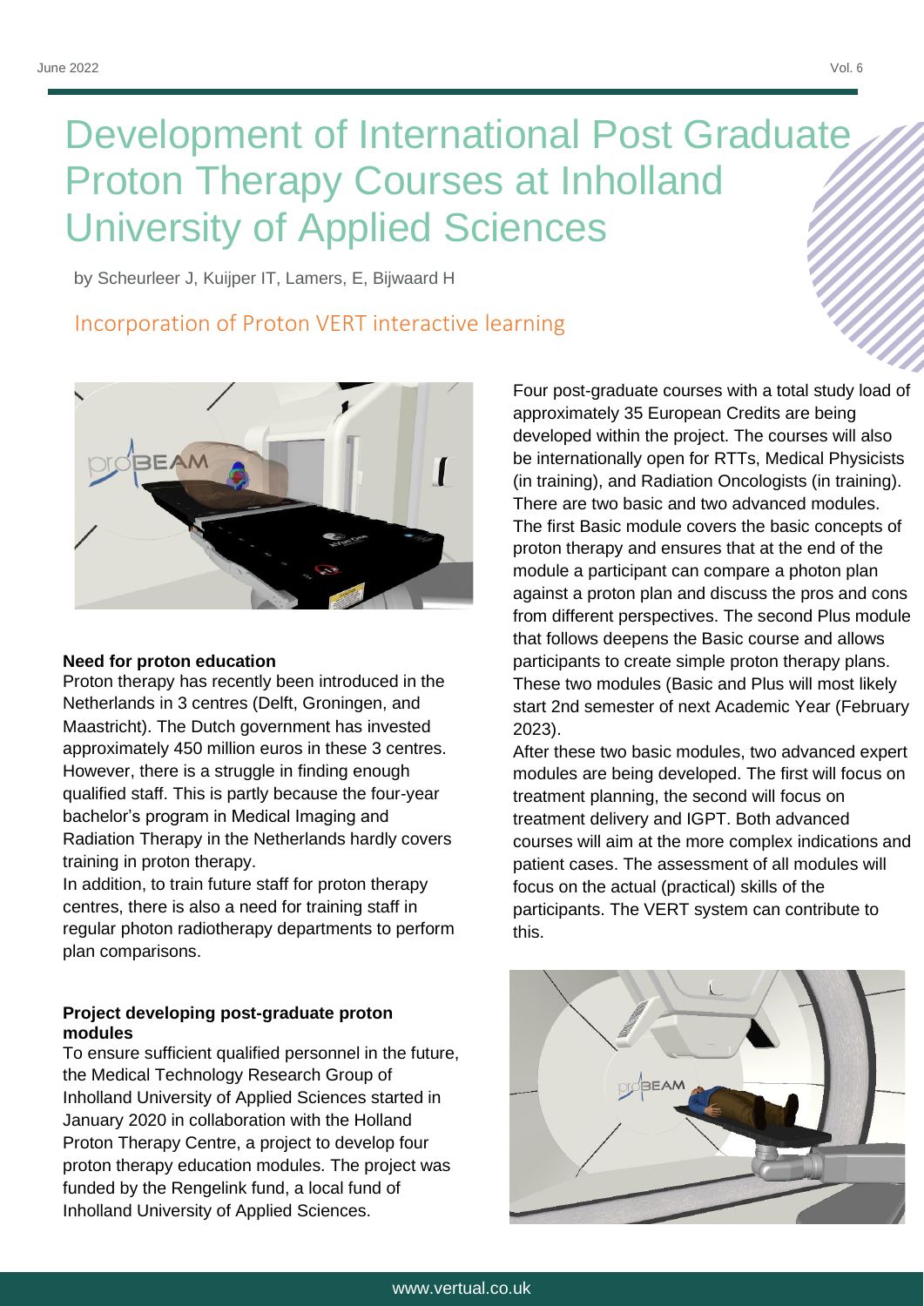# Development of International Post Graduate Proton Therapy Courses at Inholland University of Applied Sciences

by Scheurleer J, Kuijper IT, Lamers, E, Bijwaard H

## Incorporation of Proton VERT interactive learning

**Need for proton education**

Proton therapy has recently been introduced in the Netherlands in 3 centres (Delft, Groningen, and Maastricht). The Dutch government has invested approximately 450 million euros in these 3 centres. However, there is a struggle in finding enough qualified staff. This is partly because the four-year bachelor's program in Medical Imaging and Radiation Therapy in the Netherlands hardly covers training in proton therapy.

In addition, to train future staff for proton therapy centres, there is also a need for training staff in regular photon radiotherapy departments to perform plan comparisons.

**Project developing post-graduate proton modules**

To ensure sufficient qualified personnel in the future, the Medical Technology Research Group of Inholland University of Applied Sciences started in January 2020 in collaboration with the Holland Proton Therapy Centre, a project to develop four proton therapy education modules. The project was funded by the Rengelink fund, a local fund of Inholland University of Applied Sciences.

Four post-graduate courses with a total study load of approximately 35 European Credits are being developed within the project. The courses will also be internationally open for RTTs, Medical Physicists (in training), and Radiation Oncologists (in training). There are two basic and two advanced modules. The first Basic module covers the basic concepts of proton therapy and ensures that at the end of the module a participant can compare a photon plan against a proton plan and discuss the pros and cons from different perspectives. The second Plus module that follows deepens the Basic course and allows participants to create simple proton therapy plans. These two modules (Basic and Plus will most likely start 2nd semester of next Academic Year (February 2023).

After these two basic modules, two advanced expert modules are being developed. The first will focus on treatment planning, the second will focus on treatment delivery and IGPT. Both advanced courses will aim at the more complex indications and patient cases. The assessment of all modules will focus on the actual (practical) skills of the participants. The VERT system can contribute to this.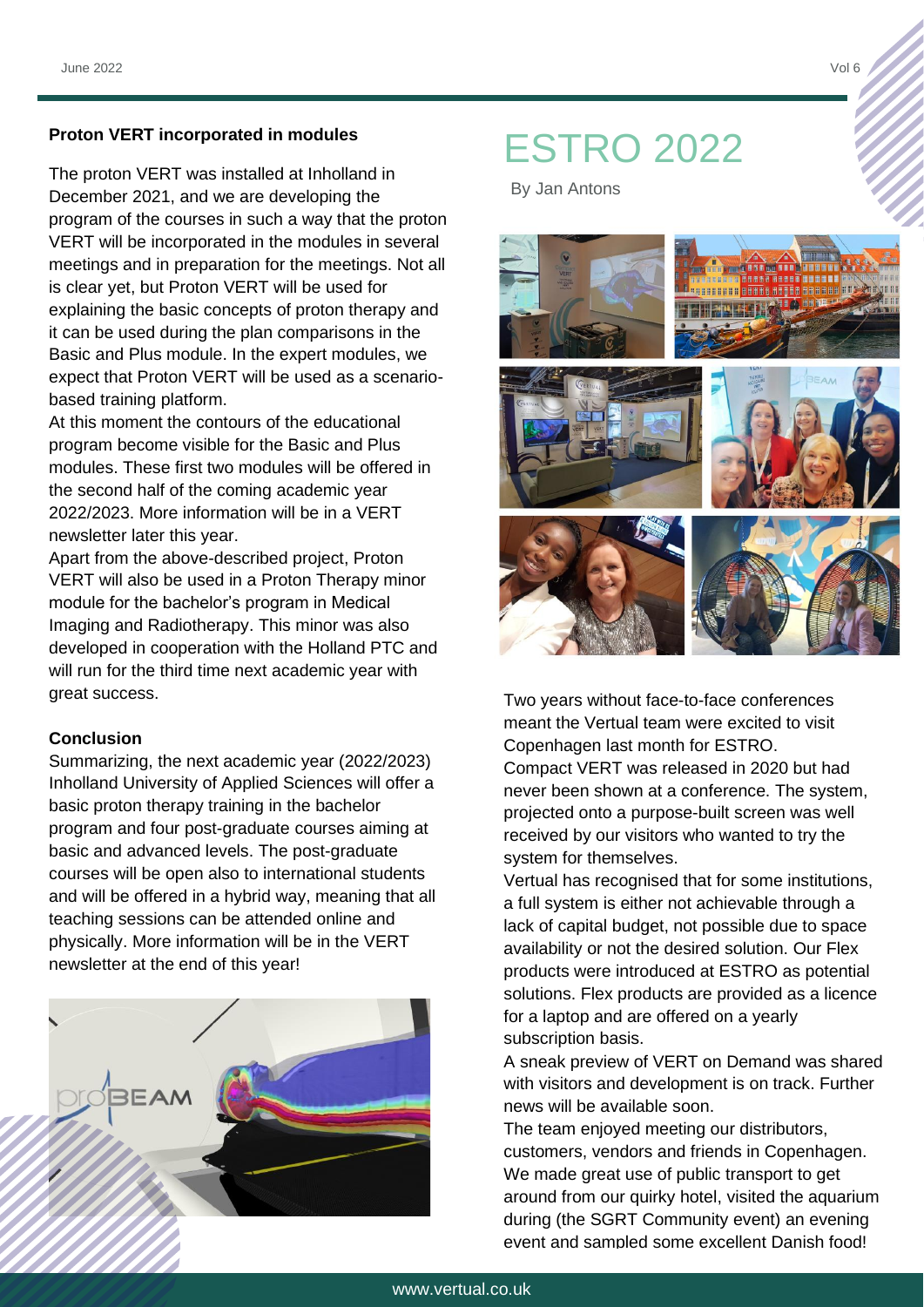**Proton VERT incorporated in modules**

The proton VERT was installed at Inholland in December 2021, and we are developing the program of the courses in such a way that the proton VERT will be incorporated in the modules in several meetings and in preparation for the meetings. Not all is clear yet, but Proton VERT will be used for explaining the basic concepts of proton therapy and it can be used during the plan comparisons in the Basic and Plus module. In the expert modules, we expect that Proton VERT will be used as a scenario-based training platform.

At this moment the contours of the educational program become visible for the Basic and Plus modules. These first two modules will be offered in the second half of the coming academic year 2022/2023. More information will be in a VERT newsletter later this year.

Apart from the above-described project, Proton VERT will also be used in a Proton Therapy minor module for the bachelor's program in Medical Imaging and Radiotherapy. This minor was also developed in cooperation with the Holland PTC and will run for the third time next academic year with great success.

**Conclusion**

Summarizing, the next academic year (2022/2023) Inholland University of Applied Sciences will offer a basic proton therapy training in the bachelor program and four post-graduate courses aiming at basic and advanced levels. The post-graduate courses will be open also to international students and will be offered in a hybrid way, meaning that all teaching sessions can be attended online and physically. More information will be in the VERT newsletter at the end of this year!

# ESTRO 2022

By Jan Antons

Two years without face-to-face conferences meant the Vertual team were excited to visit Copenhagen last month for ESTRO.

Compact VERT was released in 2020 but had never been shown at a conference. The system, projected onto a purpose-built screen was well received by our visitors who wanted to try the system for themselves.

Vertual has recognised that for some institutions, a full system is either not achievable through a lack of capital budget, not possible due to space availability or not the desired solution. Our Flex products were introduced at ESTRO as potential solutions. Flex products are provided as a licence for a laptop and are offered on a yearly subscription basis.

A sneak preview of VERT on Demand was shared with visitors and development is on track. Further news will be available soon.

The team enjoyed meeting our distributors, customers, vendors and friends in Copenhagen. We made great use of public transport to get around from our quirky hotel, visited the aquarium during (the SGRT Community event) an evening event and sampled some excellent Danish food!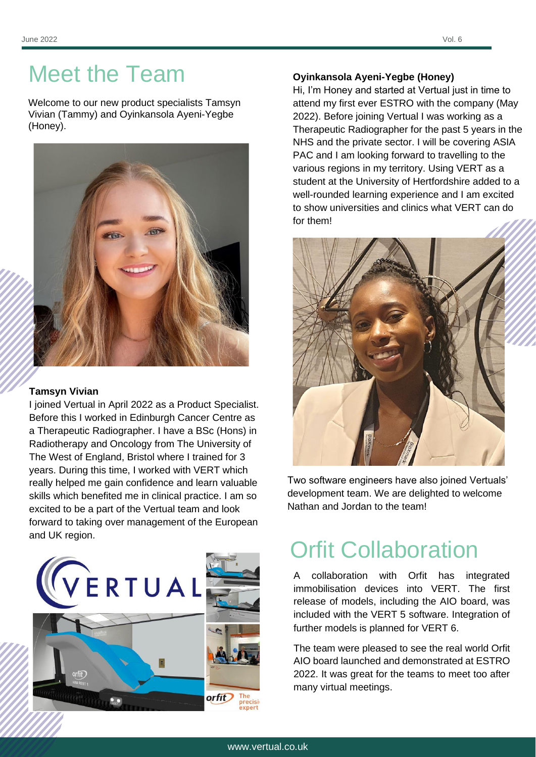# Meet the Team

Welcome to our new product specialists Tamsyn Vivian (Tammy) and Oyinkansola Ayeni-Yegbe (Honey).

**Tamsyn Vivian**

I joined Vertual in April 2022 as a Product Specialist. Before this I worked in Edinburgh Cancer Centre as a Therapeutic Radiographer. I have a BSc (Hons) in Radiotherapy and Oncology from The University of The West of England, Bristol where I trained for 3 years. During this time, I worked with VERT which really helped me gain confidence and learn valuable skills which benefited me in clinical practice. I am so excited to be a part of the Vertual team and look forward to taking over management of the European and UK region.

**Oyinkansola Ayeni-Yegbe (Honey)**

Hi, I'm Honey and started at Vertual just in time to attend my first ever ESTRO with the company (May 2022). Before joining Vertual I was working as a Therapeutic Radiographer for the past 5 years in the NHS and the private sector. I will be covering ASIA PAC and I am looking forward to travelling to the various regions in my territory. Using VERT as a student at the University of Hertfordshire added to a well-rounded learning experience and I am excited to show universities and clinics what VERT can do for them!

Two software engineers have also joined Vertuals' development team. We are delighted to welcome Nathan and Jordan to the team!

# Orfit Collaboration

A collaboration with Orfit has integrated immobilisation devices into VERT. The first release of models, including the AIO board, was included with the VERT 5 software. Integration of further models is planned for VERT 6.

The team were pleased to see the real world Orfit AIO board launched and demonstrated at ESTRO 2022. It was great for the teams to meet too after many virtual meetings.

www.vertual.co.uk